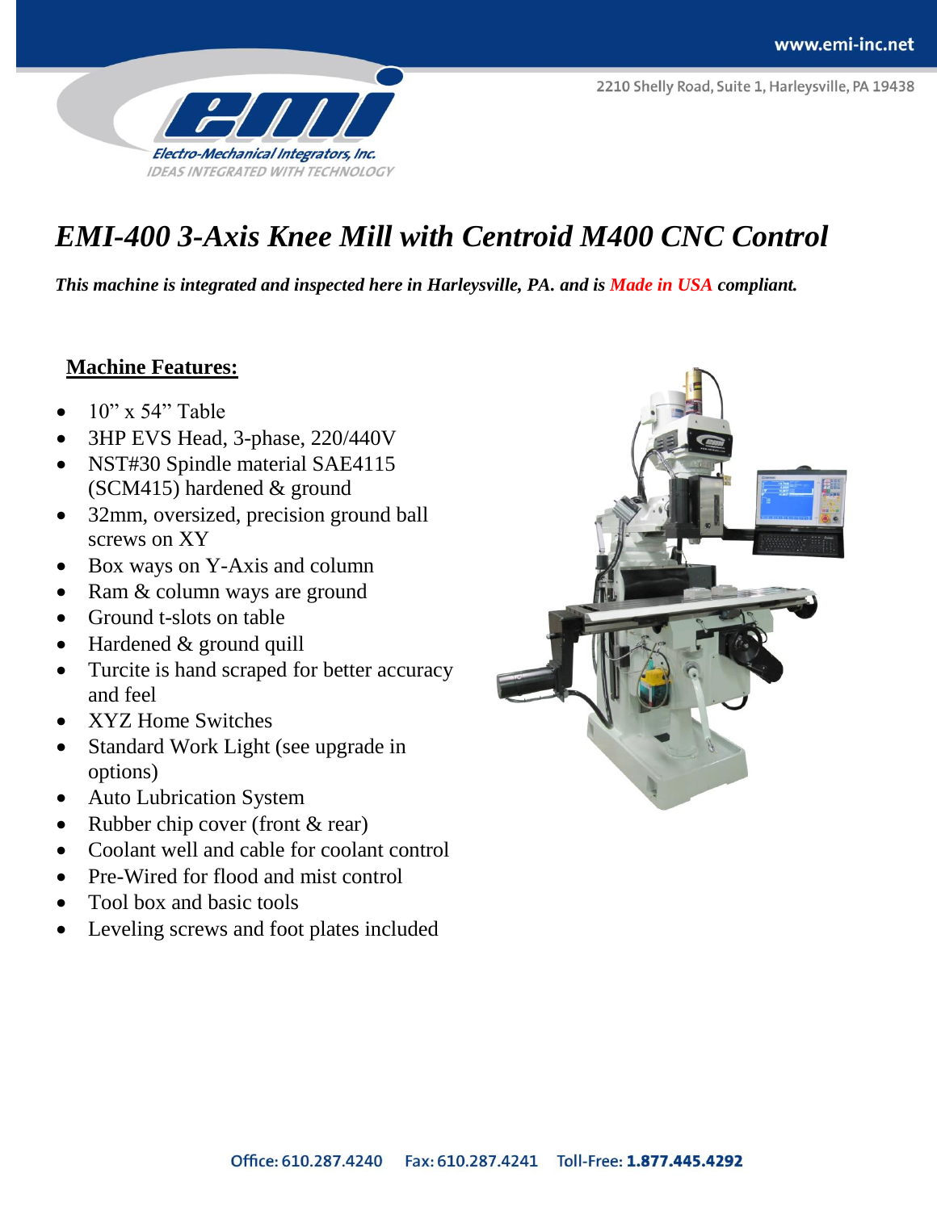www.emi-inc.net

2210 Shelly Road, Suite 1, Harleysville, PA 19438

Electro-Mechanical Integrators, Inc.
IDEAS INTEGRATED WITH TECHNOLOGY

# *EMI-400 3-Axis Knee Mill with Centroid M400 CNC Control*

***This machine is integrated and inspected here in Harleysville, PA. and is Made in USA compliant.***

## Machine Features:

- 10" x 54" Table
- 3HP EVS Head, 3-phase, 220/440V
- NST#30 Spindle material SAE4115 (SCM415) hardened & ground
- 32mm, oversized, precision ground ball screws on XY
- Box ways on Y-Axis and column
- Ram & column ways are ground
- Ground t-slots on table
- Hardened & ground quill
- Turcite is hand scraped for better accuracy and feel
- XYZ Home Switches
- Standard Work Light (see upgrade in options)
- Auto Lubrication System
- Rubber chip cover (front & rear)
- Coolant well and cable for coolant control
- Pre-Wired for flood and mist control
- Tool box and basic tools
- Leveling screws and foot plates included

Office: 610.287.4240 Fax: 610.287.4241 Toll-Free: **1.877.445.4292**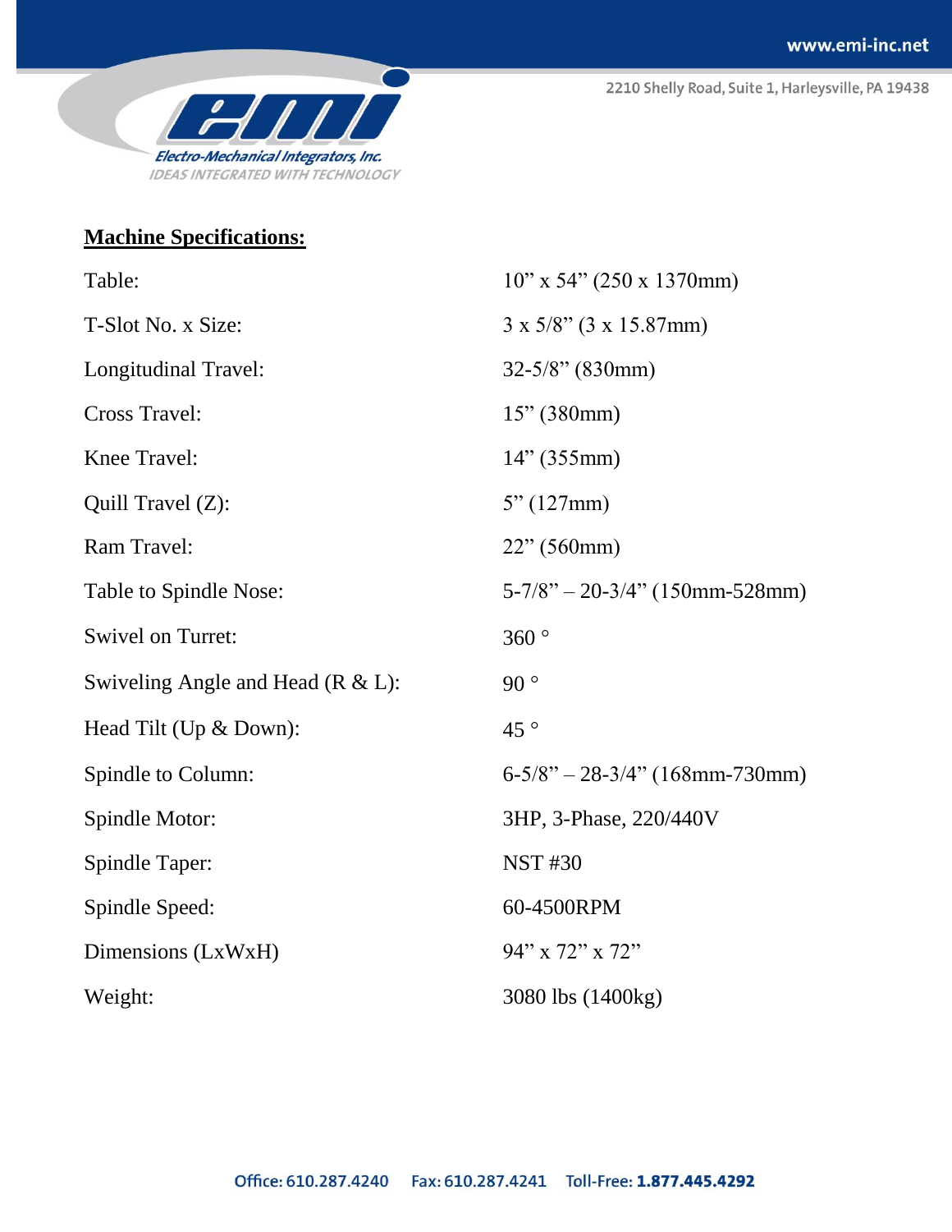## Machine Specifications:

| | |
|---|---|
| Table: | 10” x 54” (250 x 1370mm) |
| T-Slot No. x Size: | 3 x 5/8” (3 x 15.87mm) |
| Longitudinal Travel: | 32-5/8” (830mm) |
| Cross Travel: | 15” (380mm) |
| Knee Travel: | 14” (355mm) |
| Quill Travel (Z): | 5” (127mm) |
| Ram Travel: | 22” (560mm) |
| Table to Spindle Nose: | 5-7/8” – 20-3/4” (150mm-528mm) |
| Swivel on Turret: | 360 ° |
| Swiveling Angle and Head (R & L): | 90 ° |
| Head Tilt (Up & Down): | 45 ° |
| Spindle to Column: | 6-5/8” – 28-3/4” (168mm-730mm) |
| Spindle Motor: | 3HP, 3-Phase, 220/440V |
| Spindle Taper: | NST #30 |
| Spindle Speed: | 60-4500RPM |
| Dimensions (LxWxH) | 94” x 72” x 72” |
| Weight: | 3080 lbs (1400kg) |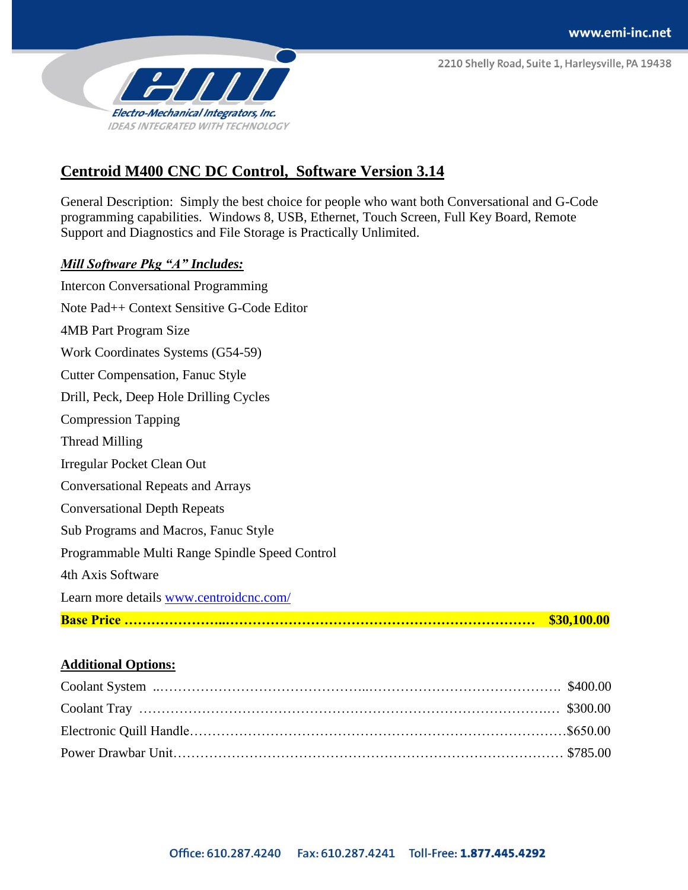## Centroid M400 CNC DC Control, Software Version 3.14

General Description: Simply the best choice for people who want both Conversational and G-Code programming capabilities. Windows 8, USB, Ethernet, Touch Screen, Full Key Board, Remote Support and Diagnostics and File Storage is Practically Unlimited.

***Mill Software Pkg "A" Includes:***

Intercon Conversational Programming

Note Pad++ Context Sensitive G-Code Editor

4MB Part Program Size

Work Coordinates Systems (G54-59)

Cutter Compensation, Fanuc Style

Drill, Peck, Deep Hole Drilling Cycles

Compression Tapping

Thread Milling

Irregular Pocket Clean Out

Conversational Repeats and Arrays

Conversational Depth Repeats

Sub Programs and Macros, Fanuc Style

Programmable Multi Range Spindle Speed Control

4th Axis Software

Learn more details www.centroidcnc.com/

**Base Price …………………..……………………………………………………………… $30,100.00**

**Additional Options:**

Coolant System ..………………………………………...…………………………………… $400.00

Coolant Tray ………………………………………………………………………………..… $300.00

Electronic Quill Handle………………………………………………………………………$650.00

Power Drawbar Unit……………………………………………………………….………… $785.00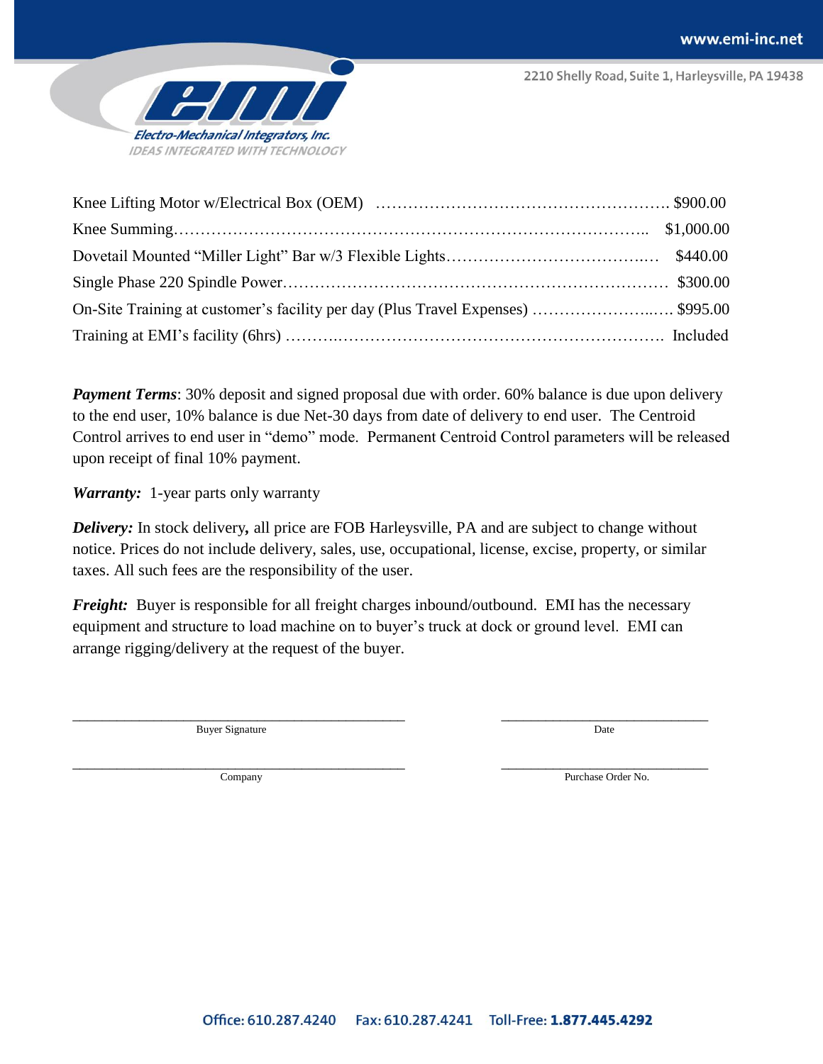| | |
|---|---|
| Knee Lifting Motor w/Electrical Box (OEM) | $900.00 |
| Knee Summing | $1,000.00 |
| Dovetail Mounted "Miller Light" Bar w/3 Flexible Lights | $440.00 |
| Single Phase 220 Spindle Power | $300.00 |
| On-Site Training at customer's facility per day (Plus Travel Expenses) | $995.00 |
| Training at EMI's facility (6hrs) | Included |

***Payment Terms***: 30% deposit and signed proposal due with order. 60% balance is due upon delivery to the end user, 10% balance is due Net-30 days from date of delivery to end user. The Centroid Control arrives to end user in "demo" mode. Permanent Centroid Control parameters will be released upon receipt of final 10% payment.

***Warranty:*** 1-year parts only warranty

***Delivery:*** In stock delivery**,** all price are FOB Harleysville, PA and are subject to change without notice. Prices do not include delivery, sales, use, occupational, license, excise, property, or similar taxes. All such fees are the responsibility of the user.

***Freight:*** Buyer is responsible for all freight charges inbound/outbound. EMI has the necessary equipment and structure to load machine on to buyer's truck at dock or ground level. EMI can arrange rigging/delivery at the request of the buyer.

______________________________ Buyer Signature

______________________________ Date

______________________________ Company

______________________________ Purchase Order No.